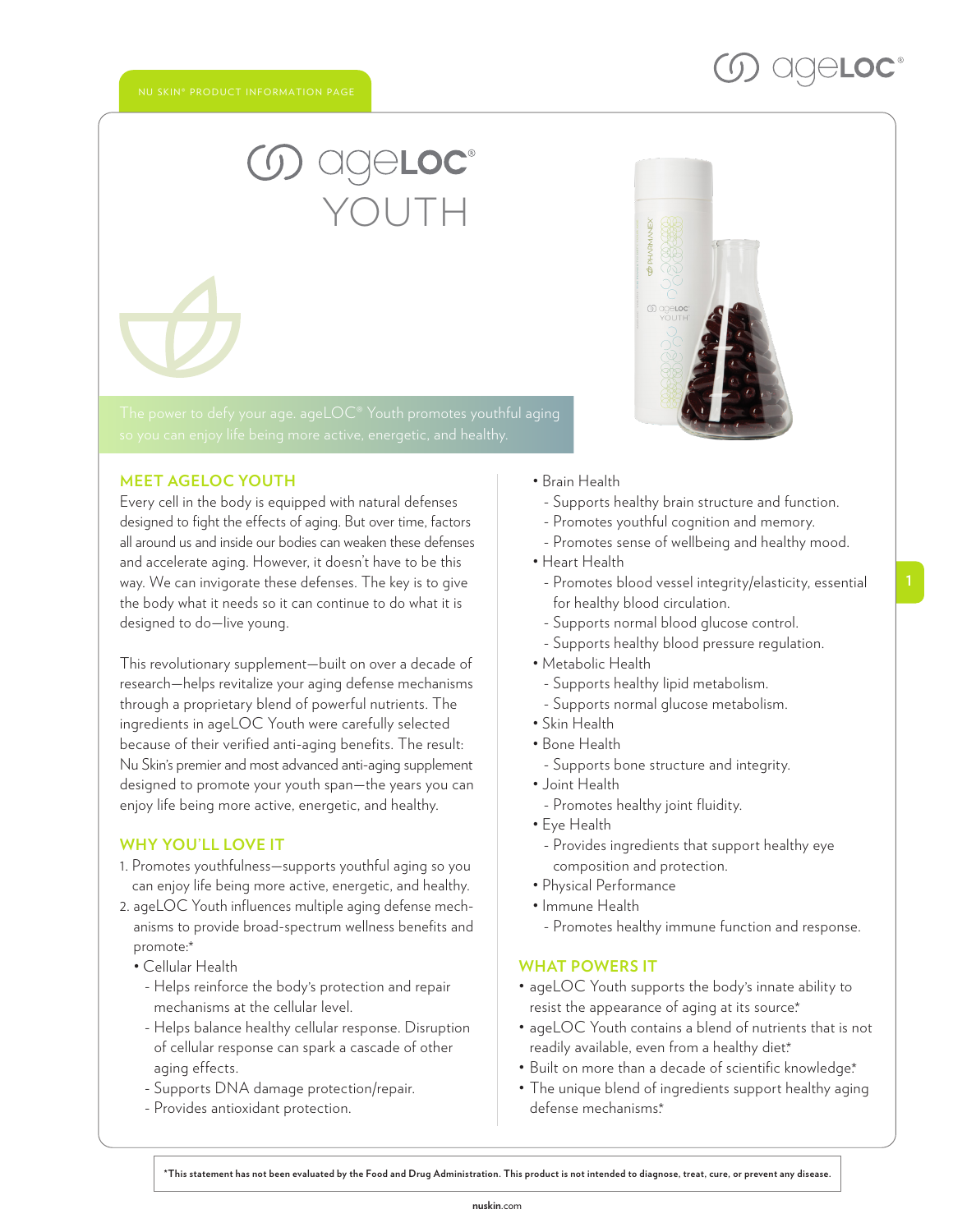NU SKIN® PRODUCT INFORMATION PAGE

# ageLOC® YOUTH

The power to defy your age. ageLOC® Youth promotes youthful aging so you can enjoy life being more active, energetic, and healthy.

## MEET AGELOC YOUTH

Every cell in the body is equipped with natural defenses designed to fight the effects of aging. But over time, factors all around us and inside our bodies can weaken these defenses and accelerate aging. However, it doesn't have to be this way. We can invigorate these defenses. The key is to give the body what it needs so it can continue to do what it is designed to do—live young.

This revolutionary supplement—built on over a decade of research—helps revitalize your aging defense mechanisms through a proprietary blend of powerful nutrients. The ingredients in ageLOC Youth were carefully selected because of their verified anti-aging benefits. The result: Nu Skin's premier and most advanced anti-aging supplement designed to promote your youth span—the years you can enjoy life being more active, energetic, and healthy.

## WHY YOU'LL LOVE IT

1. Promotes youthfulness—supports youthful aging so you can enjoy life being more active, energetic, and healthy.
2. ageLOC Youth influences multiple aging defense mechanisms to provide broad-spectrum wellness benefits and promote:*
   - Cellular Health
     - Helps reinforce the body's protection and repair mechanisms at the cellular level.
     - Helps balance healthy cellular response. Disruption of cellular response can spark a cascade of other aging effects.
     - Supports DNA damage protection/repair.
     - Provides antioxidant protection.
   - Brain Health
     - Supports healthy brain structure and function.
     - Promotes youthful cognition and memory.
     - Promotes sense of wellbeing and healthy mood.
   - Heart Health
     - Promotes blood vessel integrity/elasticity, essential for healthy blood circulation.
     - Supports normal blood glucose control.
     - Supports healthy blood pressure regulation.
   - Metabolic Health
     - Supports healthy lipid metabolism.
     - Supports normal glucose metabolism.
   - Skin Health
   - Bone Health
     - Supports bone structure and integrity.
   - Joint Health
     - Promotes healthy joint fluidity.
   - Eye Health
     - Provides ingredients that support healthy eye composition and protection.
   - Physical Performance
   - Immune Health
     - Promotes healthy immune function and response.

## WHAT POWERS IT

- ageLOC Youth supports the body's innate ability to resist the appearance of aging at its source.*
- ageLOC Youth contains a blend of nutrients that is not readily available, even from a healthy diet.*
- Built on more than a decade of scientific knowledge.*
- The unique blend of ingredients support healthy aging defense mechanisms.*

**\*This statement has not been evaluated by the Food and Drug Administration. This product is not intended to diagnose, treat, cure, or prevent any disease.**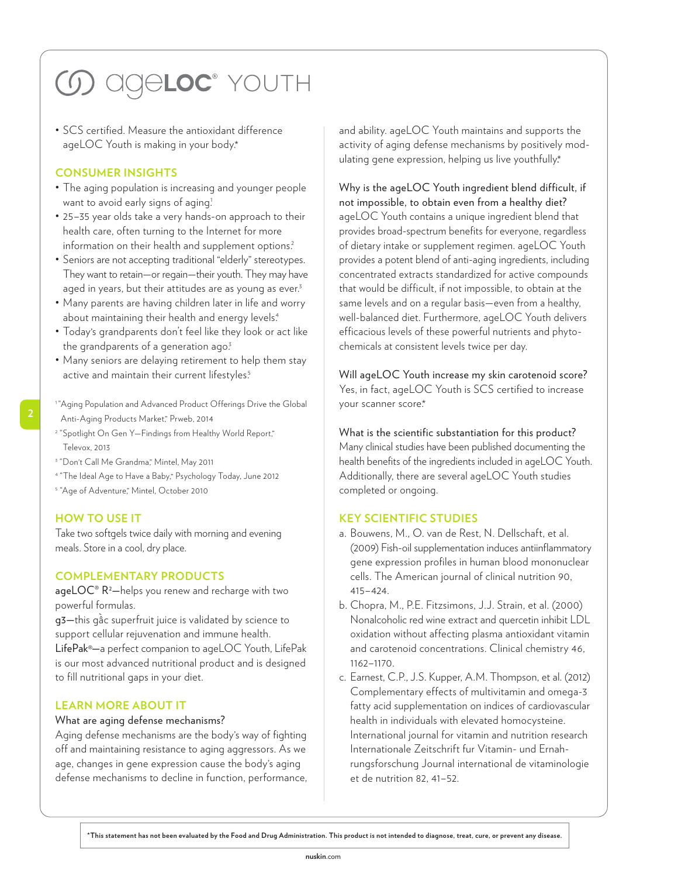# ageLOC® YOUTH

- SCS certified. Measure the antioxidant difference ageLOC Youth is making in your body.*

## CONSUMER INSIGHTS

- The aging population is increasing and younger people want to avoid early signs of aging.[1]
- 25–35 year olds take a very hands-on approach to their health care, often turning to the Internet for more information on their health and supplement options.[2]
- Seniors are not accepting traditional "elderly" stereotypes. They want to retain—or regain—their youth. They may have aged in years, but their attitudes are as young as ever.[3]
- Many parents are having children later in life and worry about maintaining their health and energy levels.[4]
- Today's grandparents don't feel like they look or act like the grandparents of a generation ago.[3]
- Many seniors are delaying retirement to help them stay active and maintain their current lifestyles.[5]

[1] "Aging Population and Advanced Product Offerings Drive the Global Anti-Aging Products Market," Prweb, 2014
[2] "Spotlight On Gen Y—Findings from Healthy World Report," Televox, 2013
[3] "Don't Call Me Grandma," Mintel, May 2011
[4] "The Ideal Age to Have a Baby," Psychology Today, June 2012
[5] "Age of Adventure," Mintel, October 2010

## HOW TO USE IT

Take two softgels twice daily with morning and evening meals. Store in a cool, dry place.

## COMPLEMENTARY PRODUCTS

ageLOC® R²—helps you renew and recharge with two powerful formulas.

g3—this gấc superfruit juice is validated by science to support cellular rejuvenation and immune health.

LifePak®—a perfect companion to ageLOC Youth, LifePak is our most advanced nutritional product and is designed to fill nutritional gaps in your diet.

## LEARN MORE ABOUT IT

What are aging defense mechanisms?

Aging defense mechanisms are the body's way of fighting off and maintaining resistance to aging aggressors. As we age, changes in gene expression cause the body's aging defense mechanisms to decline in function, performance, and ability. ageLOC Youth maintains and supports the activity of aging defense mechanisms by positively modulating gene expression, helping us live youthfully.*

Why is the ageLOC Youth ingredient blend difficult, if not impossible, to obtain even from a healthy diet?

ageLOC Youth contains a unique ingredient blend that provides broad-spectrum benefits for everyone, regardless of dietary intake or supplement regimen. ageLOC Youth provides a potent blend of anti-aging ingredients, including concentrated extracts standardized for active compounds that would be difficult, if not impossible, to obtain at the same levels and on a regular basis—even from a healthy, well-balanced diet. Furthermore, ageLOC Youth delivers efficacious levels of these powerful nutrients and phytochemicals at consistent levels twice per day.

Will ageLOC Youth increase my skin carotenoid score?

Yes, in fact, ageLOC Youth is SCS certified to increase your scanner score.*

What is the scientific substantiation for this product?

Many clinical studies have been published documenting the health benefits of the ingredients included in ageLOC Youth. Additionally, there are several ageLOC Youth studies completed or ongoing.

## KEY SCIENTIFIC STUDIES

a. Bouwens, M., O. van de Rest, N. Dellschaft, et al. (2009) Fish-oil supplementation induces antiinflammatory gene expression profiles in human blood mononuclear cells. The American journal of clinical nutrition 90, 415–424.
b. Chopra, M., P.E. Fitzsimons, J.J. Strain, et al. (2000) Nonalcoholic red wine extract and quercetin inhibit LDL oxidation without affecting plasma antioxidant vitamin and carotenoid concentrations. Clinical chemistry 46, 1162–1170.
c. Earnest, C.P., J.S. Kupper, A.M. Thompson, et al. (2012) Complementary effects of multivitamin and omega-3 fatty acid supplementation on indices of cardiovascular health in individuals with elevated homocysteine. International journal for vitamin and nutrition research Internationale Zeitschrift fur Vitamin- und Ernahrungsforschung Journal international de vitaminologie et de nutrition 82, 41–52.

**\*This statement has not been evaluated by the Food and Drug Administration. This product is not intended to diagnose, treat, cure, or prevent any disease.**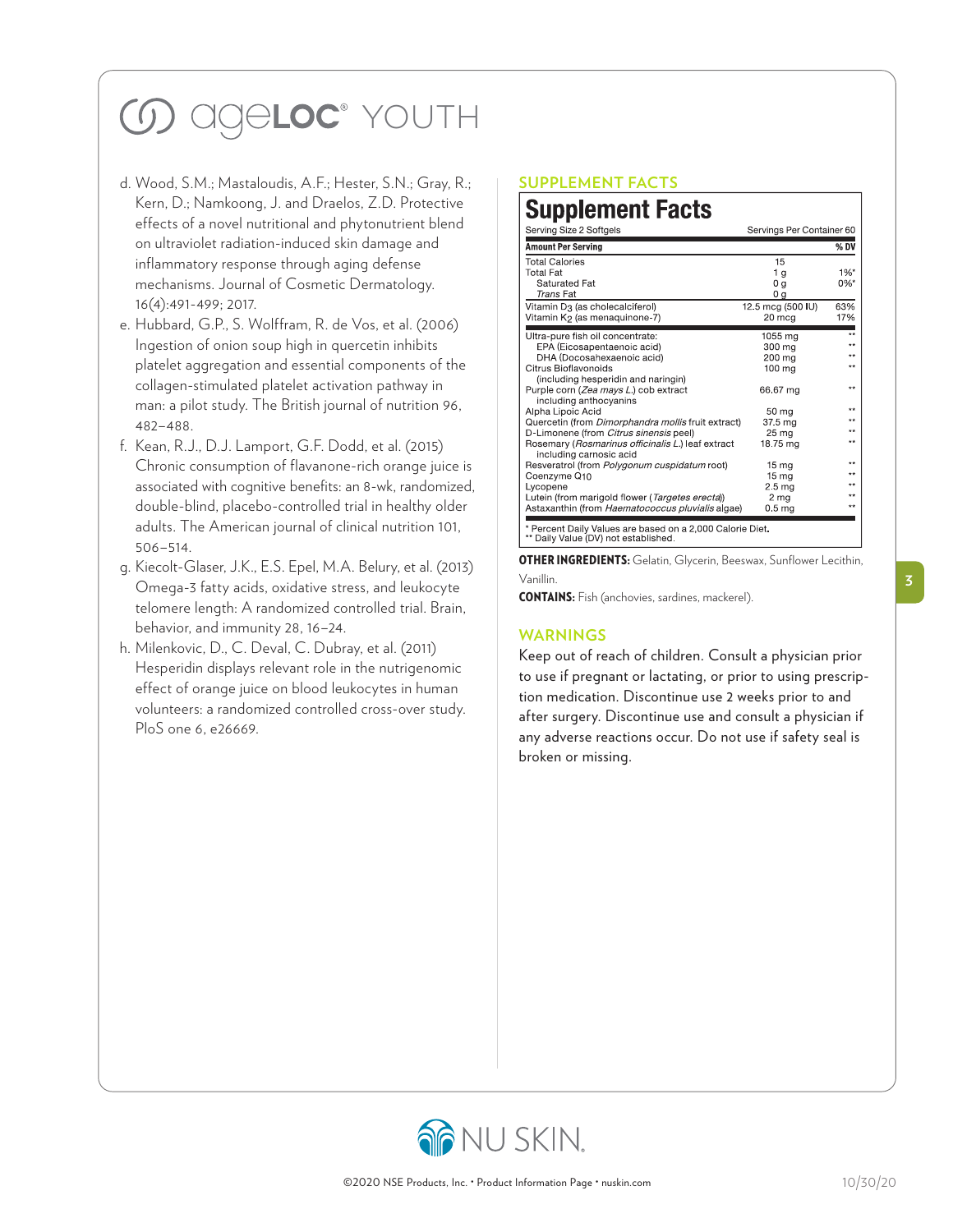# ageLOC® YOUTH

d. Wood, S.M.; Mastaloudis, A.F.; Hester, S.N.; Gray, R.; Kern, D.; Namkoong, J. and Draelos, Z.D. Protective effects of a novel nutritional and phytonutrient blend on ultraviolet radiation-induced skin damage and inflammatory response through aging defense mechanisms. Journal of Cosmetic Dermatology. 16(4):491-499; 2017.

e. Hubbard, G.P., S. Wolffram, R. de Vos, et al. (2006) Ingestion of onion soup high in quercetin inhibits platelet aggregation and essential components of the collagen-stimulated platelet activation pathway in man: a pilot study. The British journal of nutrition 96, 482–488.

f. Kean, R.J., D.J. Lamport, G.F. Dodd, et al. (2015) Chronic consumption of flavanone-rich orange juice is associated with cognitive benefits: an 8-wk, randomized, double-blind, placebo-controlled trial in healthy older adults. The American journal of clinical nutrition 101, 506–514.

g. Kiecolt-Glaser, J.K., E.S. Epel, M.A. Belury, et al. (2013) Omega-3 fatty acids, oxidative stress, and leukocyte telomere length: A randomized controlled trial. Brain, behavior, and immunity 28, 16–24.

h. Milenkovic, D., C. Deval, C. Dubray, et al. (2011) Hesperidin displays relevant role in the nutrigenomic effect of orange juice on blood leukocytes in human volunteers: a randomized controlled cross-over study. PloS one 6, e26669.

## SUPPLEMENT FACTS

**Supplement Facts**

Serving Size 2 Softgels — Servings Per Container 60

| Amount Per Serving | | % DV |
|---|---|---|
| Total Calories | 15 | |
| Total Fat | 1 g | 1%* |
| Saturated Fat | 0 g | 0%* |
| *Trans* Fat | 0 g | |
| Vitamin $D_3$ (as cholecalciferol) | 12.5 mcg (500 IU) | 63% |
| Vitamin $K_2$ (as menaquinone-7) | 20 mcg | 17% |
| Ultra-pure fish oil concentrate: | 1055 mg | ** |
| EPA (Eicosapentaenoic acid) | 300 mg | ** |
| DHA (Docosahexaenoic acid) | 200 mg | ** |
| Citrus Bioflavonoids (including hesperidin and naringin) | 100 mg | ** |
| Purple corn (*Zea mays L.*) cob extract including anthocyanins | 66.67 mg | ** |
| Alpha Lipoic Acid | 50 mg | ** |
| Quercetin (from *Dimorphandra mollis* fruit extract) | 37.5 mg | ** |
| D-Limonene (from *Citrus sinensis* peel) | 25 mg | ** |
| Rosemary (*Rosmarinus officinalis L.*) leaf extract including carnosic acid | 18.75 mg | ** |
| Resveratrol (from *Polygonum cuspidatum* root) | 15 mg | ** |
| Coenzyme Q10 | 15 mg | ** |
| Lycopene | 2.5 mg | ** |
| Lutein (from marigold flower (*Targetes erecta*)) | 2 mg | ** |
| Astaxanthin (from *Haematococcus pluvialis* algae) | 0.5 mg | ** |

\* Percent Daily Values are based on a 2,000 Calorie Diet.
** Daily Value (DV) not established.

**OTHER INGREDIENTS:** Gelatin, Glycerin, Beeswax, Sunflower Lecithin, Vanillin.

**CONTAINS:** Fish (anchovies, sardines, mackerel).

## WARNINGS

Keep out of reach of children. Consult a physician prior to use if pregnant or lactating, or prior to using prescription medication. Discontinue use 2 weeks prior to and after surgery. Discontinue use and consult a physician if any adverse reactions occur. Do not use if safety seal is broken or missing.

NU SKIN.

©2020 NSE Products, Inc. • Product Information Page • nuskin.com

10/30/20